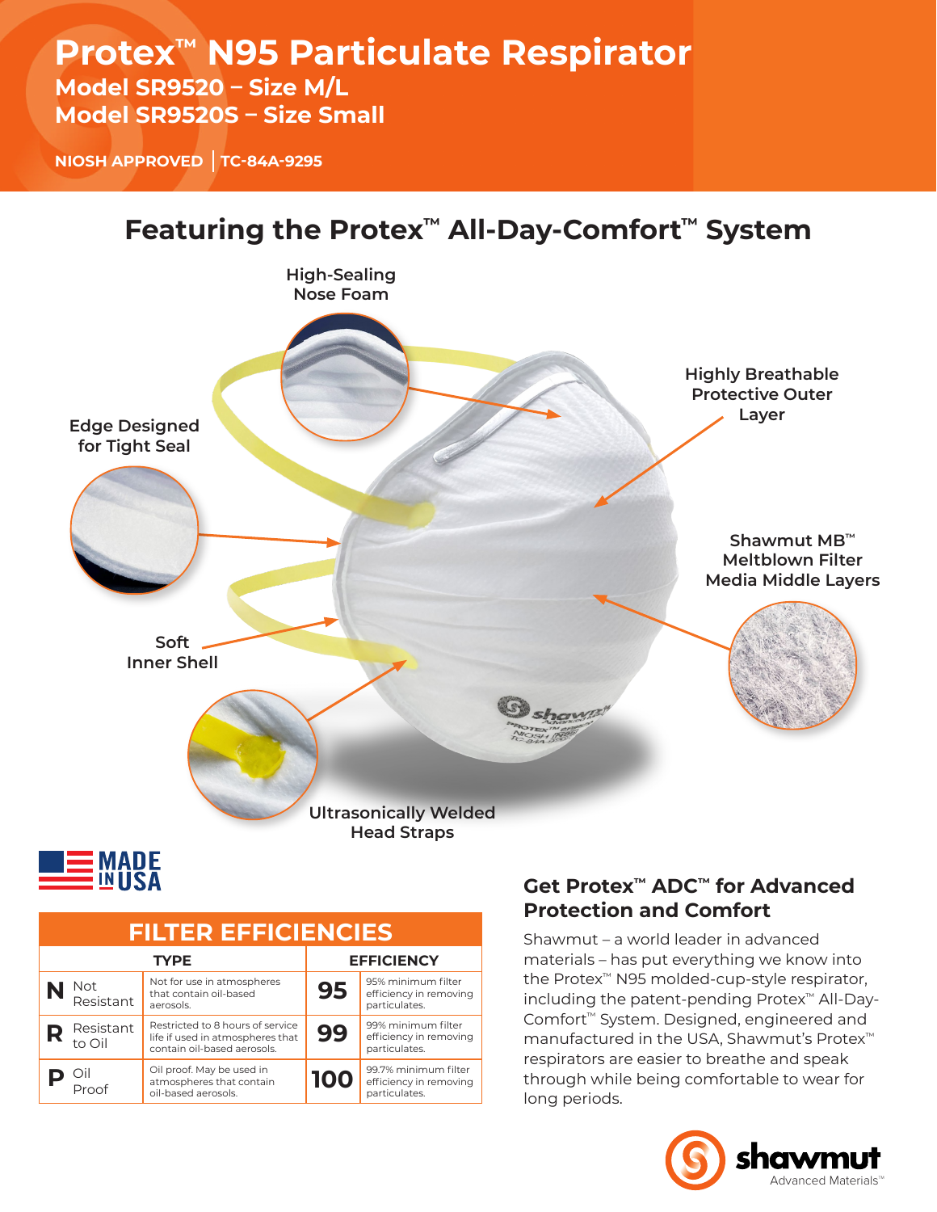# Protex™ N95 Particulate Respirator

## Model SR9520 – Size M/L
## Model SR9520S – Size Small

NIOSH APPROVED | TC-84A-9295

## Featuring the Protex™ All-Day-Comfort™ System

- High-Sealing Nose Foam
- Highly Breathable Protective Outer Layer
- Edge Designed for Tight Seal
- Shawmut MB™ Meltblown Filter Media Middle Layers
- Soft Inner Shell
- Ultrasonically Welded Head Straps

MADE IN USA

### FILTER EFFICIENCIES

| TYPE | | | EFFICIENCY | |
|---|---|---|---|---|
| N | Not Resistant | Not for use in atmospheres that contain oil-based aerosols. | 95 | 95% minimum filter efficiency in removing particulates. |
| R | Resistant to Oil | Restricted to 8 hours of service life if used in atmospheres that contain oil-based aerosols. | 99 | 99% minimum filter efficiency in removing particulates. |
| P | Oil Proof | Oil proof. May be used in atmospheres that contain oil-based aerosols. | 100 | 99.7% minimum filter efficiency in removing particulates. |

### Get Protex™ ADC™ for Advanced Protection and Comfort

Shawmut – a world leader in advanced materials – has put everything we know into the Protex™ N95 molded-cup-style respirator, including the patent-pending Protex™ All-Day-Comfort™ System. Designed, engineered and manufactured in the USA, Shawmut's Protex™ respirators are easier to breathe and speak through while being comfortable to wear for long periods.

shawmut Advanced Materials™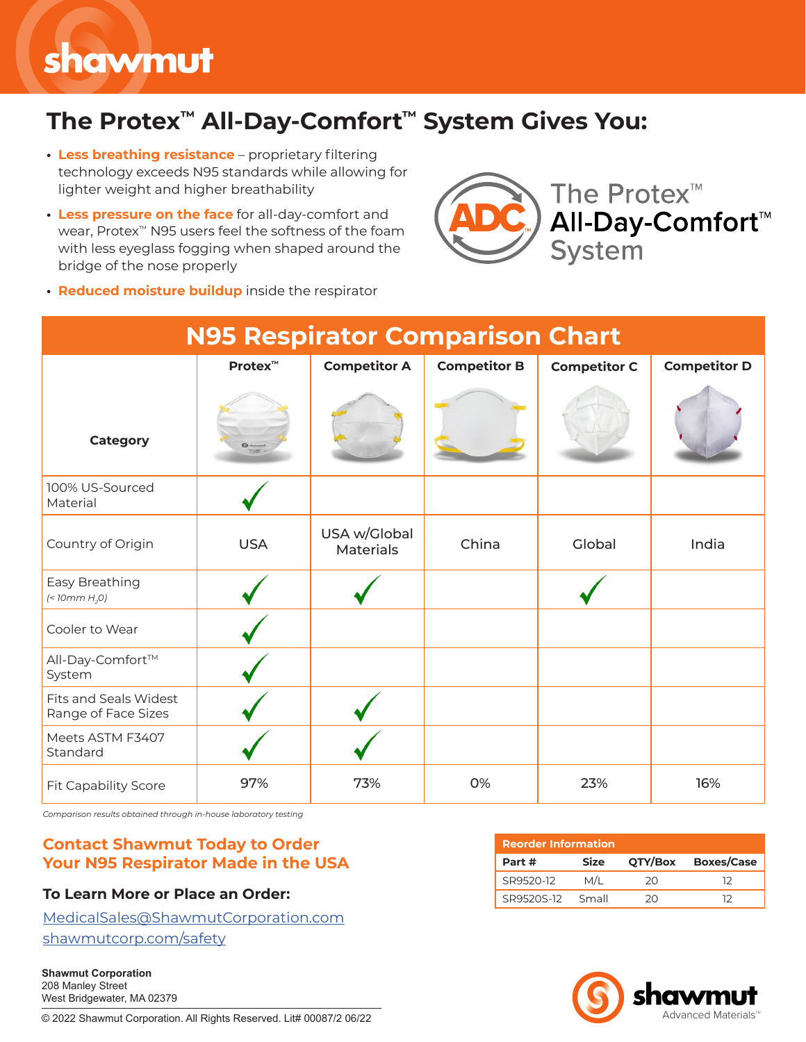# The Protex™ All-Day-Comfort™ System Gives You:

- **Less breathing resistance** – proprietary filtering technology exceeds N95 standards while allowing for lighter weight and higher breathability
- **Less pressure on the face** for all-day-comfort and wear, Protex™ N95 users feel the softness of the foam with less eyeglass fogging when shaped around the bridge of the nose properly
- **Reduced moisture buildup** inside the respirator

The Protex™ All-Day-Comfort™ System

## N95 Respirator Comparison Chart

| Category | Protex™ | Competitor A | Competitor B | Competitor C | Competitor D |
|---|---|---|---|---|---|
| 100% US-Sourced Material | ✓ | | | | |
| Country of Origin | USA | USA w/Global Materials | China | Global | India |
| Easy Breathing (< 10mm $H_2O$) | ✓ | ✓ | | ✓ | |
| Cooler to Wear | ✓ | | | | |
| All-Day-Comfort™ System | ✓ | | | | |
| Fits and Seals Widest Range of Face Sizes | ✓ | ✓ | | | |
| Meets ASTM F3407 Standard | ✓ | ✓ | | | |
| Fit Capability Score | 97% | 73% | 0% | 23% | 16% |

*Comparison results obtained through in-house laboratory testing*

## Contact Shawmut Today to Order Your N95 Respirator Made in the USA

**To Learn More or Place an Order:**

MedicalSales@ShawmutCorporation.com
shawmutcorp.com/safety

| Reorder Information | | | |
|---|---|---|---|
| **Part #** | **Size** | **QTY/Box** | **Boxes/Case** |
| SR9520-12 | M/L | 20 | 12 |
| SR9520S-12 | Small | 20 | 12 |

**Shawmut Corporation**
208 Manley Street
West Bridgewater, MA 02379

© 2022 Shawmut Corporation. All Rights Reserved. Lit# 00087/2 06/22

shawmut Advanced Materials™